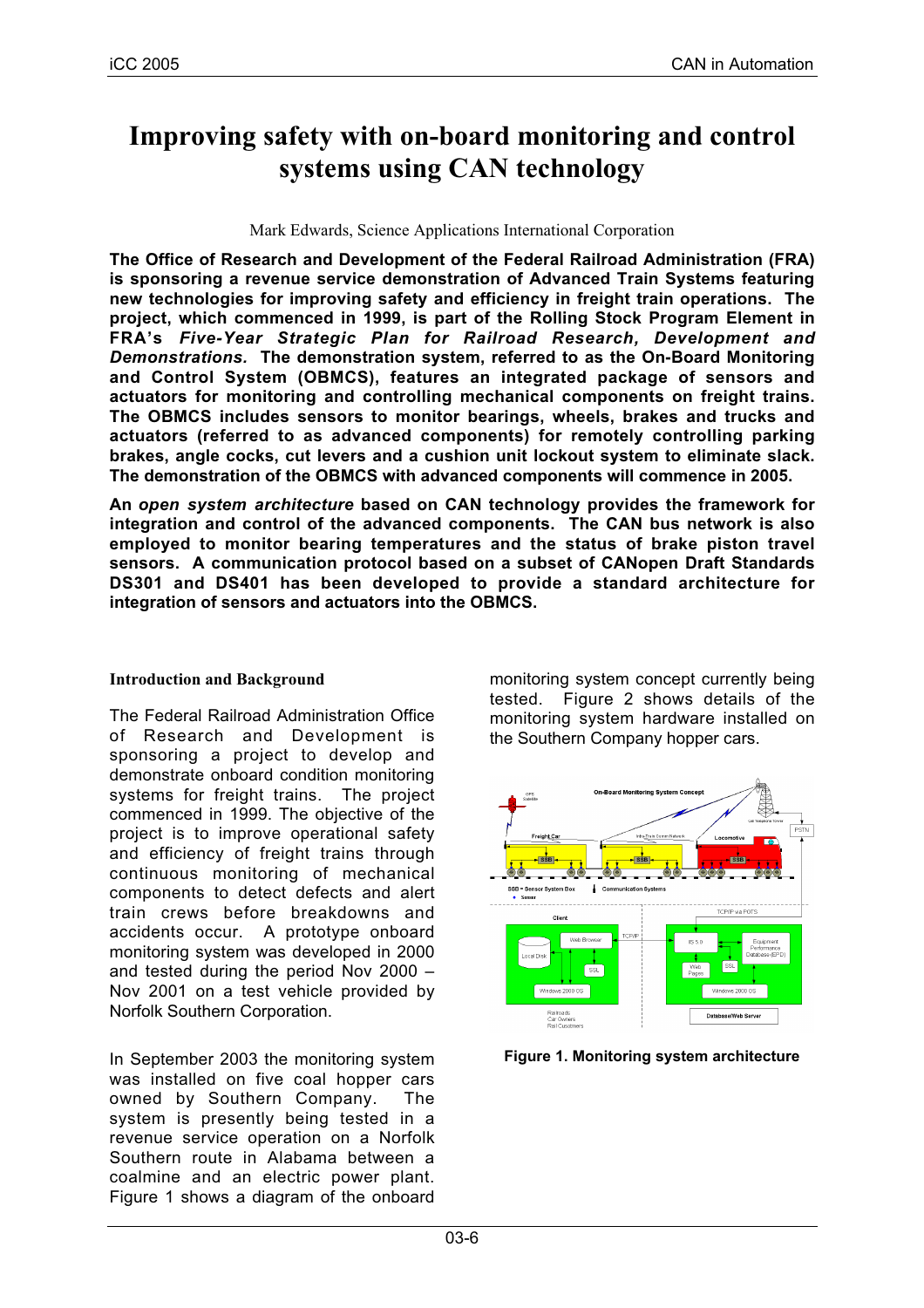# Improving safety with on-board monitoring and control systems using CAN technology

Mark Edwards, Science Applications International Corporation

**The Office of Research and Development of the Federal Railroad Administration (FRA) is sponsoring a revenue service demonstration of Advanced Train Systems featuring new technologies for improving safety and efficiency in freight train operations. The project, which commenced in 1999, is part of the Rolling Stock Program Element in FRA's *Five-Year Strategic Plan for Railroad Research, Development and Demonstrations.* The demonstration system, referred to as the On-Board Monitoring and Control System (OBMCS), features an integrated package of sensors and actuators for monitoring and controlling mechanical components on freight trains. The OBMCS includes sensors to monitor bearings, wheels, brakes and trucks and actuators (referred to as advanced components) for remotely controlling parking brakes, angle cocks, cut levers and a cushion unit lockout system to eliminate slack. The demonstration of the OBMCS with advanced components will commence in 2005.**

**An *open system architecture* based on CAN technology provides the framework for integration and control of the advanced components. The CAN bus network is also employed to monitor bearing temperatures and the status of brake piston travel sensors. A communication protocol based on a subset of CANopen Draft Standards DS301 and DS401 has been developed to provide a standard architecture for integration of sensors and actuators into the OBMCS.**

## Introduction and Background

The Federal Railroad Administration Office of Research and Development is sponsoring a project to develop and demonstrate onboard condition monitoring systems for freight trains. The project commenced in 1999. The objective of the project is to improve operational safety and efficiency of freight trains through continuous monitoring of mechanical components to detect defects and alert train crews before breakdowns and accidents occur. A prototype onboard monitoring system was developed in 2000 and tested during the period Nov 2000 – Nov 2001 on a test vehicle provided by Norfolk Southern Corporation.

In September 2003 the monitoring system was installed on five coal hopper cars owned by Southern Company. The system is presently being tested in a revenue service operation on a Norfolk Southern route in Alabama between a coalmine and an electric power plant. Figure 1 shows a diagram of the onboard monitoring system concept currently being tested. Figure 2 shows details of the monitoring system hardware installed on the Southern Company hopper cars.

**Figure 1. Monitoring system architecture**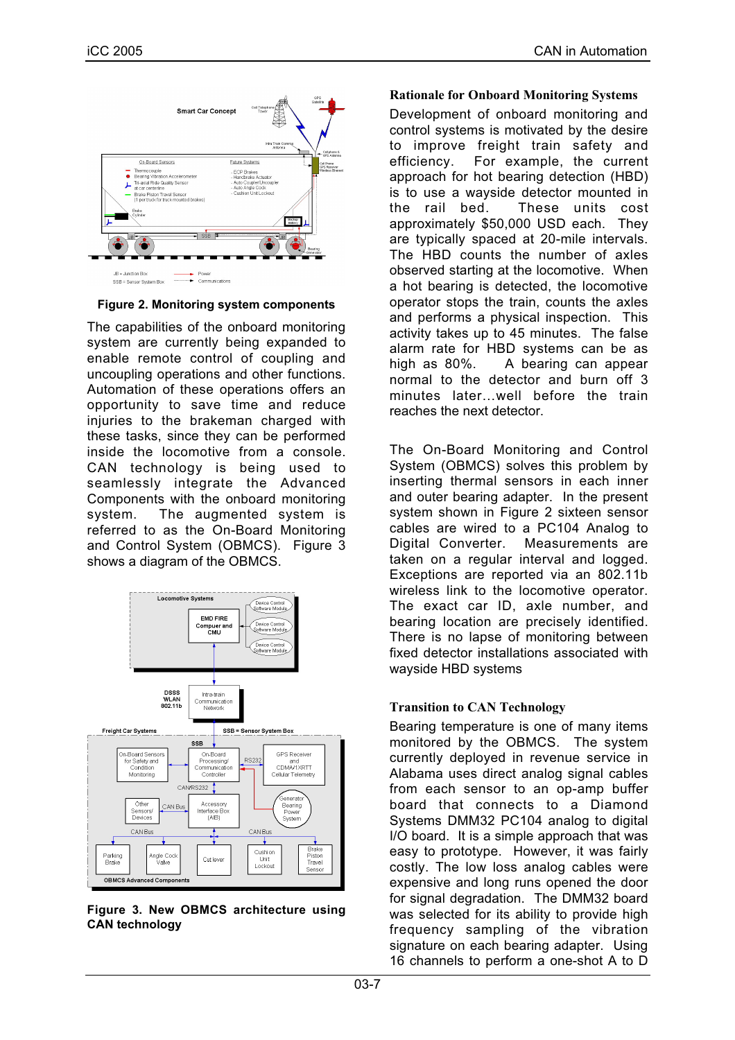Figure 2. Monitoring system components

The capabilities of the onboard monitoring system are currently being expanded to enable remote control of coupling and uncoupling operations and other functions. Automation of these operations offers an opportunity to save time and reduce injuries to the brakeman charged with these tasks, since they can be performed inside the locomotive from a console. CAN technology is being used to seamlessly integrate the Advanced Components with the onboard monitoring system. The augmented system is referred to as the On-Board Monitoring and Control System (OBMCS). Figure 3 shows a diagram of the OBMCS.

Figure 3. New OBMCS architecture using CAN technology

### Rationale for Onboard Monitoring Systems

Development of onboard monitoring and control systems is motivated by the desire to improve freight train safety and efficiency. For example, the current approach for hot bearing detection (HBD) is to use a wayside detector mounted in the rail bed. These units cost approximately $50,000 USD each. They are typically spaced at 20-mile intervals. The HBD counts the number of axles observed starting at the locomotive. When a hot bearing is detected, the locomotive operator stops the train, counts the axles and performs a physical inspection. This activity takes up to 45 minutes. The false alarm rate for HBD systems can be as high as 80%. A bearing can appear normal to the detector and burn off 3 minutes later…well before the train reaches the next detector.

The On-Board Monitoring and Control System (OBMCS) solves this problem by inserting thermal sensors in each inner and outer bearing adapter. In the present system shown in Figure 2 sixteen sensor cables are wired to a PC104 Analog to Digital Converter. Measurements are taken on a regular interval and logged. Exceptions are reported via an 802.11b wireless link to the locomotive operator. The exact car ID, axle number, and bearing location are precisely identified. There is no lapse of monitoring between fixed detector installations associated with wayside HBD systems

### Transition to CAN Technology

Bearing temperature is one of many items monitored by the OBMCS. The system currently deployed in revenue service in Alabama uses direct analog signal cables from each sensor to an op-amp buffer board that connects to a Diamond Systems DMM32 PC104 analog to digital I/O board. It is a simple approach that was easy to prototype. However, it was fairly costly. The low loss analog cables were expensive and long runs opened the door for signal degradation. The DMM32 board was selected for its ability to provide high frequency sampling of the vibration signature on each bearing adapter. Using 16 channels to perform a one-shot A to D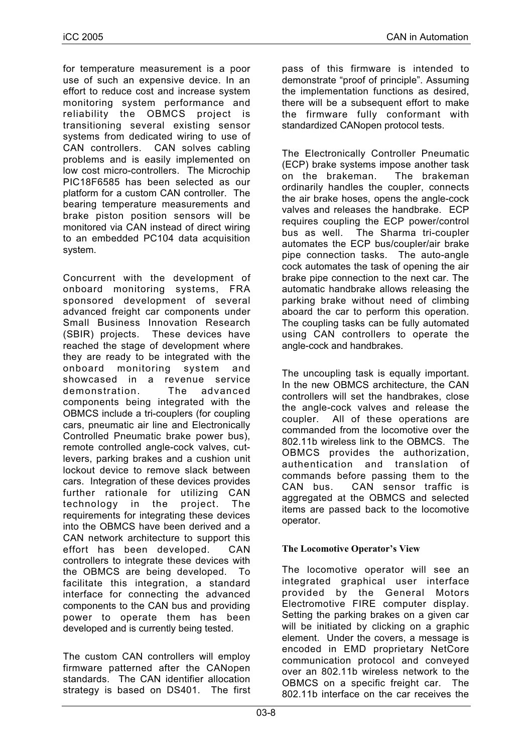for temperature measurement is a poor use of such an expensive device. In an effort to reduce cost and increase system monitoring system performance and reliability the OBMCS project is transitioning several existing sensor systems from dedicated wiring to use of CAN controllers. CAN solves cabling problems and is easily implemented on low cost micro-controllers. The Microchip PIC18F6585 has been selected as our platform for a custom CAN controller. The bearing temperature measurements and brake piston position sensors will be monitored via CAN instead of direct wiring to an embedded PC104 data acquisition system.

Concurrent with the development of onboard monitoring systems, FRA sponsored development of several advanced freight car components under Small Business Innovation Research (SBIR) projects. These devices have reached the stage of development where they are ready to be integrated with the onboard monitoring system and showcased in a revenue service demonstration. The advanced components being integrated with the OBMCS include a tri-couplers (for coupling cars, pneumatic air line and Electronically Controlled Pneumatic brake power bus), remote controlled angle-cock valves, cut-levers, parking brakes and a cushion unit lockout device to remove slack between cars. Integration of these devices provides further rationale for utilizing CAN technology in the project. The requirements for integrating these devices into the OBMCS have been derived and a CAN network architecture to support this effort has been developed. CAN controllers to integrate these devices with the OBMCS are being developed. To facilitate this integration, a standard interface for connecting the advanced components to the CAN bus and providing power to operate them has been developed and is currently being tested.

The custom CAN controllers will employ firmware patterned after the CANopen standards. The CAN identifier allocation strategy is based on DS401. The first pass of this firmware is intended to demonstrate “proof of principle”. Assuming the implementation functions as desired, there will be a subsequent effort to make the firmware fully conformant with standardized CANopen protocol tests.

The Electronically Controller Pneumatic (ECP) brake systems impose another task on the brakeman. The brakeman ordinarily handles the coupler, connects the air brake hoses, opens the angle-cock valves and releases the handbrake. ECP requires coupling the ECP power/control bus as well. The Sharma tri-coupler automates the ECP bus/coupler/air brake pipe connection tasks. The auto-angle cock automates the task of opening the air brake pipe connection to the next car. The automatic handbrake allows releasing the parking brake without need of climbing aboard the car to perform this operation. The coupling tasks can be fully automated using CAN controllers to operate the angle-cock and handbrakes.

The uncoupling task is equally important. In the new OBMCS architecture, the CAN controllers will set the handbrakes, close the angle-cock valves and release the coupler. All of these operations are commanded from the locomotive over the 802.11b wireless link to the OBMCS. The OBMCS provides the authorization, authentication and translation of commands before passing them to the CAN bus. CAN sensor traffic is aggregated at the OBMCS and selected items are passed back to the locomotive operator.

### The Locomotive Operator’s View

The locomotive operator will see an integrated graphical user interface provided by the General Motors Electromotive FIRE computer display. Setting the parking brakes on a given car will be initiated by clicking on a graphic element. Under the covers, a message is encoded in EMD proprietary NetCore communication protocol and conveyed over an 802.11b wireless network to the OBMCS on a specific freight car. The 802.11b interface on the car receives the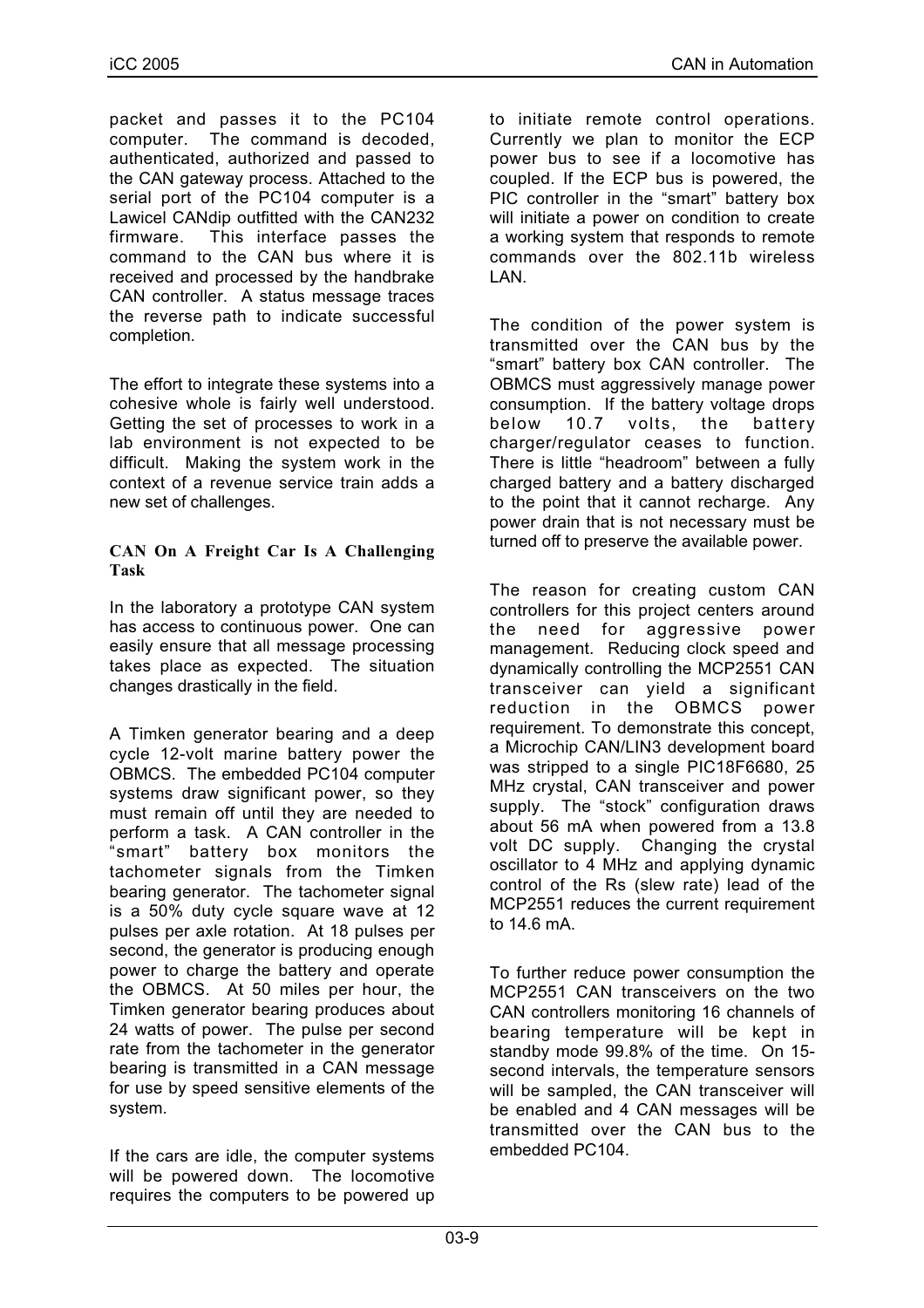packet and passes it to the PC104 computer. The command is decoded, authenticated, authorized and passed to the CAN gateway process. Attached to the serial port of the PC104 computer is a Lawicel CANdip outfitted with the CAN232 firmware. This interface passes the command to the CAN bus where it is received and processed by the handbrake CAN controller. A status message traces the reverse path to indicate successful completion.

The effort to integrate these systems into a cohesive whole is fairly well understood. Getting the set of processes to work in a lab environment is not expected to be difficult. Making the system work in the context of a revenue service train adds a new set of challenges.

#### CAN On A Freight Car Is A Challenging Task

In the laboratory a prototype CAN system has access to continuous power. One can easily ensure that all message processing takes place as expected. The situation changes drastically in the field.

A Timken generator bearing and a deep cycle 12-volt marine battery power the OBMCS. The embedded PC104 computer systems draw significant power, so they must remain off until they are needed to perform a task. A CAN controller in the "smart" battery box monitors the tachometer signals from the Timken bearing generator. The tachometer signal is a 50% duty cycle square wave at 12 pulses per axle rotation. At 18 pulses per second, the generator is producing enough power to charge the battery and operate the OBMCS. At 50 miles per hour, the Timken generator bearing produces about 24 watts of power. The pulse per second rate from the tachometer in the generator bearing is transmitted in a CAN message for use by speed sensitive elements of the system.

If the cars are idle, the computer systems will be powered down. The locomotive requires the computers to be powered up to initiate remote control operations. Currently we plan to monitor the ECP power bus to see if a locomotive has coupled. If the ECP bus is powered, the PIC controller in the "smart" battery box will initiate a power on condition to create a working system that responds to remote commands over the 802.11b wireless LAN.

The condition of the power system is transmitted over the CAN bus by the "smart" battery box CAN controller. The OBMCS must aggressively manage power consumption. If the battery voltage drops below 10.7 volts, the battery charger/regulator ceases to function. There is little "headroom" between a fully charged battery and a battery discharged to the point that it cannot recharge. Any power drain that is not necessary must be turned off to preserve the available power.

The reason for creating custom CAN controllers for this project centers around the need for aggressive power management. Reducing clock speed and dynamically controlling the MCP2551 CAN transceiver can yield a significant reduction in the OBMCS power requirement. To demonstrate this concept, a Microchip CAN/LIN3 development board was stripped to a single PIC18F6680, 25 MHz crystal, CAN transceiver and power supply. The "stock" configuration draws about 56 mA when powered from a 13.8 volt DC supply. Changing the crystal oscillator to 4 MHz and applying dynamic control of the Rs (slew rate) lead of the MCP2551 reduces the current requirement to 14.6 mA.

To further reduce power consumption the MCP2551 CAN transceivers on the two CAN controllers monitoring 16 channels of bearing temperature will be kept in standby mode 99.8% of the time. On 15-second intervals, the temperature sensors will be sampled, the CAN transceiver will be enabled and 4 CAN messages will be transmitted over the CAN bus to the embedded PC104.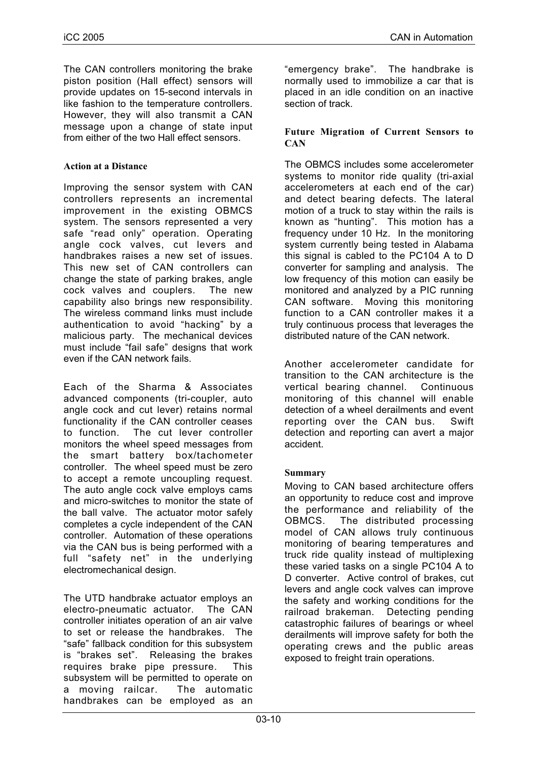The CAN controllers monitoring the brake piston position (Hall effect) sensors will provide updates on 15-second intervals in like fashion to the temperature controllers. However, they will also transmit a CAN message upon a change of state input from either of the two Hall effect sensors.

**Action at a Distance**

Improving the sensor system with CAN controllers represents an incremental improvement in the existing OBMCS system. The sensors represented a very safe "read only" operation. Operating angle cock valves, cut levers and handbrakes raises a new set of issues. This new set of CAN controllers can change the state of parking brakes, angle cock valves and couplers. The new capability also brings new responsibility. The wireless command links must include authentication to avoid "hacking" by a malicious party. The mechanical devices must include "fail safe" designs that work even if the CAN network fails.

Each of the Sharma & Associates advanced components (tri-coupler, auto angle cock and cut lever) retains normal functionality if the CAN controller ceases to function. The cut lever controller monitors the wheel speed messages from the smart battery box/tachometer controller. The wheel speed must be zero to accept a remote uncoupling request. The auto angle cock valve employs cams and micro-switches to monitor the state of the ball valve. The actuator motor safely completes a cycle independent of the CAN controller. Automation of these operations via the CAN bus is being performed with a full "safety net" in the underlying electromechanical design.

The UTD handbrake actuator employs an electro-pneumatic actuator. The CAN controller initiates operation of an air valve to set or release the handbrakes. The "safe" fallback condition for this subsystem is "brakes set". Releasing the brakes requires brake pipe pressure. This subsystem will be permitted to operate on a moving railcar. The automatic handbrakes can be employed as an "emergency brake". The handbrake is normally used to immobilize a car that is placed in an idle condition on an inactive section of track.

**Future Migration of Current Sensors to CAN**

The OBMCS includes some accelerometer systems to monitor ride quality (tri-axial accelerometers at each end of the car) and detect bearing defects. The lateral motion of a truck to stay within the rails is known as "hunting". This motion has a frequency under 10 Hz. In the monitoring system currently being tested in Alabama this signal is cabled to the PC104 A to D converter for sampling and analysis. The low frequency of this motion can easily be monitored and analyzed by a PIC running CAN software. Moving this monitoring function to a CAN controller makes it a truly continuous process that leverages the distributed nature of the CAN network.

Another accelerometer candidate for transition to the CAN architecture is the vertical bearing channel. Continuous monitoring of this channel will enable detection of a wheel derailments and event reporting over the CAN bus. Swift detection and reporting can avert a major accident.

**Summary**

Moving to CAN based architecture offers an opportunity to reduce cost and improve the performance and reliability of the OBMCS. The distributed processing model of CAN allows truly continuous monitoring of bearing temperatures and truck ride quality instead of multiplexing these varied tasks on a single PC104 A to D converter. Active control of brakes, cut levers and angle cock valves can improve the safety and working conditions for the railroad brakeman. Detecting pending catastrophic failures of bearings or wheel derailments will improve safety for both the operating crews and the public areas exposed to freight train operations.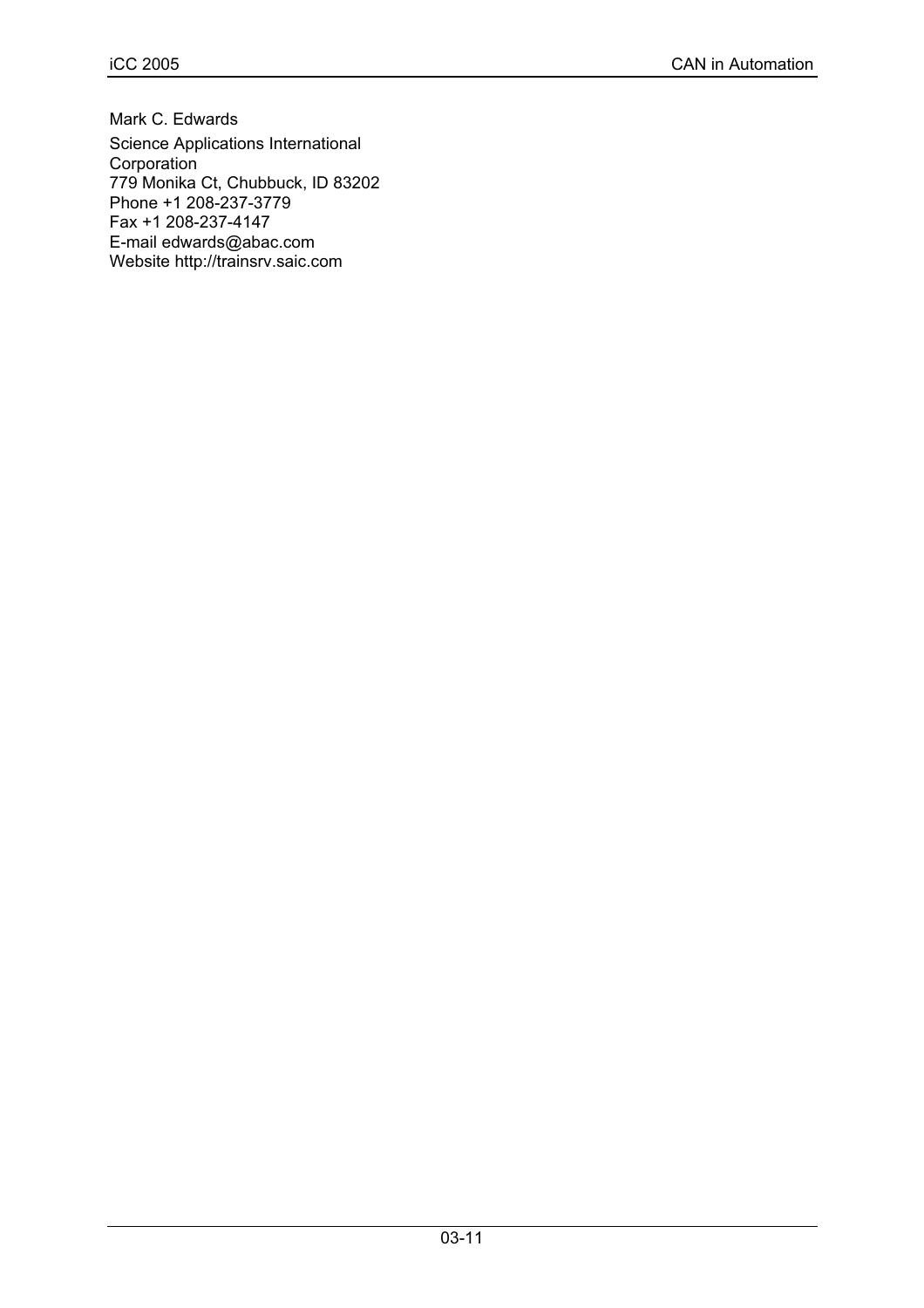Mark C. Edwards

Science Applications International Corporation
779 Monika Ct, Chubbuck, ID 83202
Phone +1 208-237-3779
Fax +1 208-237-4147
E-mail edwards@abac.com
Website http://trainsrv.saic.com